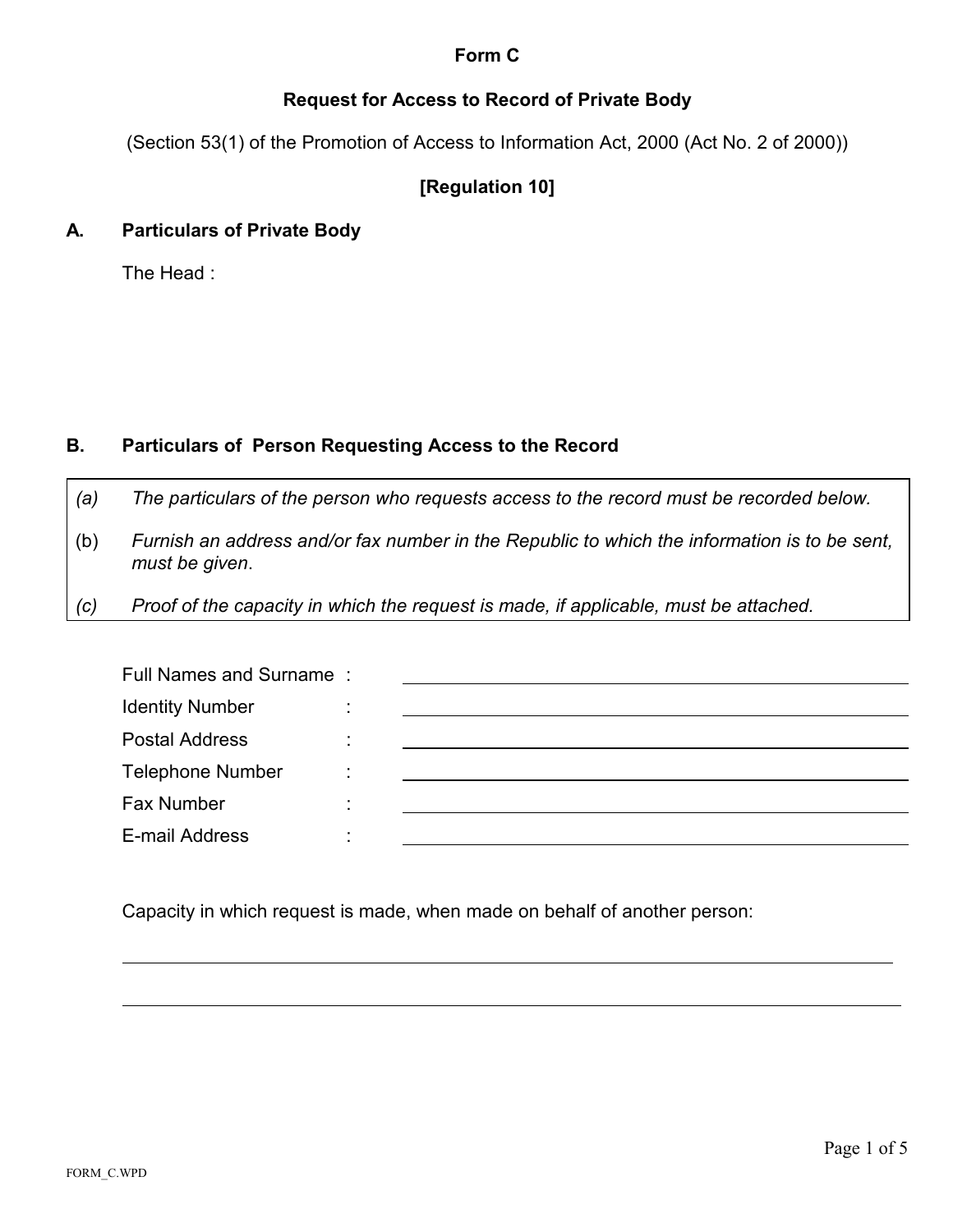**Form C**

**Request for Access to Record of Private Body**

(Section 53(1) of the Promotion of Access to Information Act, 2000 (Act No. 2 of 2000))

**[Regulation 10]**

## A. Particulars of Private Body

The Head :

## B. Particulars of Person Requesting Access to the Record

*(a) The particulars of the person who requests access to the record must be recorded below.*

(b) *Furnish an address and/or fax number in the Republic to which the information is to be sent, must be given*.

*(c) Proof of the capacity in which the request is made, if applicable, must be attached.*

Full Names and Surname : \_\_\_\_\_\_\_\_\_\_\_\_\_\_\_\_\_\_\_\_\_\_\_\_

Identity Number : \_\_\_\_\_\_\_\_\_\_\_\_\_\_\_\_\_\_\_\_\_\_\_\_

Postal Address : \_\_\_\_\_\_\_\_\_\_\_\_\_\_\_\_\_\_\_\_\_\_\_\_

Telephone Number : \_\_\_\_\_\_\_\_\_\_\_\_\_\_\_\_\_\_\_\_\_\_\_\_

Fax Number : \_\_\_\_\_\_\_\_\_\_\_\_\_\_\_\_\_\_\_\_\_\_\_\_

E-mail Address : \_\_\_\_\_\_\_\_\_\_\_\_\_\_\_\_\_\_\_\_\_\_\_\_

Capacity in which request is made, when made on behalf of another person:

\_\_\_\_\_\_\_\_\_\_\_\_\_\_\_\_\_\_\_\_\_\_\_\_\_\_\_\_\_\_\_\_\_\_\_\_\_\_\_\_\_\_\_\_\_\_\_\_

\_\_\_\_\_\_\_\_\_\_\_\_\_\_\_\_\_\_\_\_\_\_\_\_\_\_\_\_\_\_\_\_\_\_\_\_\_\_\_\_\_\_\_\_\_\_\_\_

FORM_C.WPD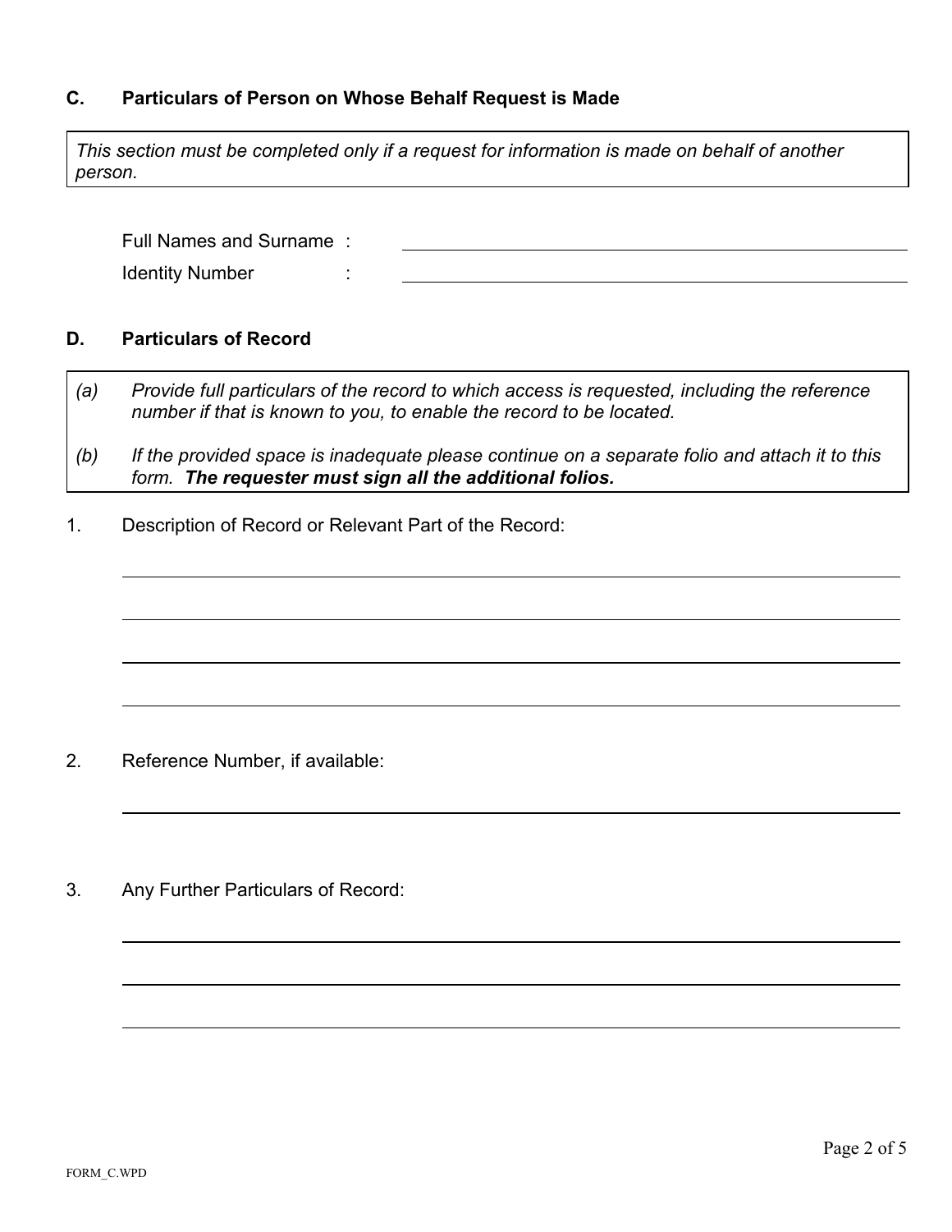## C. Particulars of Person on Whose Behalf Request is Made

*This section must be completed only if a request for information is made on behalf of another person.*

Full Names and Surname : ______________________________

Identity Number : ______________________________

## D. Particulars of Record

*(a) Provide full particulars of the record to which access is requested, including the reference number if that is known to you, to enable the record to be located.*

*(b) If the provided space is inadequate please continue on a separate folio and attach it to this form.* ***The requester must sign all the additional folios.***

1. Description of Record or Relevant Part of the Record:

______________________________

______________________________

______________________________

______________________________

2. Reference Number, if available:

______________________________

3. Any Further Particulars of Record:

______________________________

______________________________

______________________________

FORM_C.WPD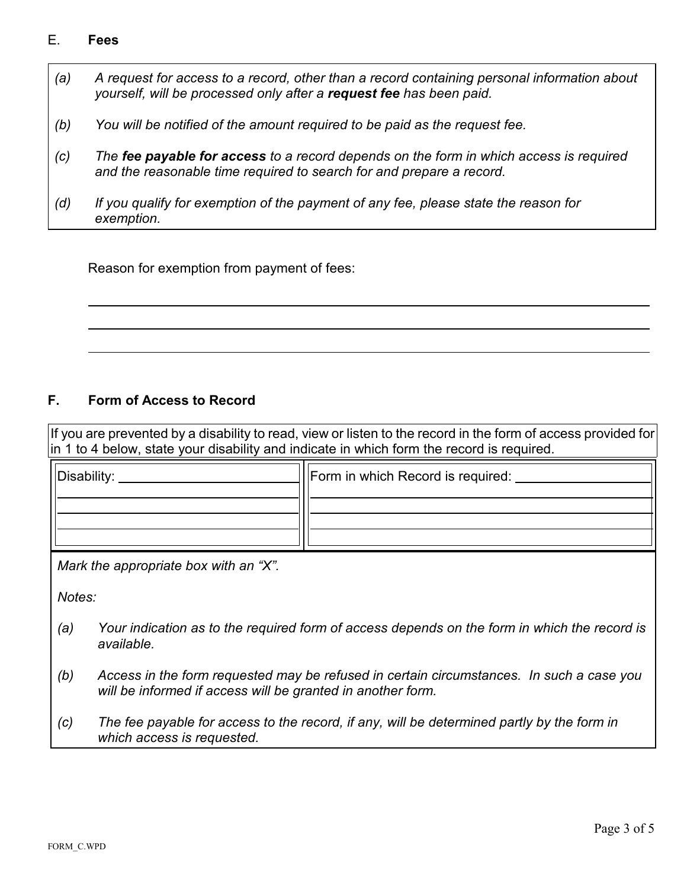## E. Fees

*(a) A request for access to a record, other than a record containing personal information about yourself, will be processed only after a **request fee** has been paid.*

*(b) You will be notified of the amount required to be paid as the request fee.*

*(c) The **fee payable for access** to a record depends on the form in which access is required and the reasonable time required to search for and prepare a record.*

*(d) If you qualify for exemption of the payment of any fee, please state the reason for exemption.*

Reason for exemption from payment of fees:

\_\_\_\_\_\_\_\_\_\_\_\_\_\_\_\_\_\_\_\_\_\_\_\_\_\_\_\_\_\_\_\_\_\_\_\_\_\_\_\_\_\_\_\_\_\_\_\_\_\_\_\_\_\_\_\_

\_\_\_\_\_\_\_\_\_\_\_\_\_\_\_\_\_\_\_\_\_\_\_\_\_\_\_\_\_\_\_\_\_\_\_\_\_\_\_\_\_\_\_\_\_\_\_\_\_\_\_\_\_\_\_\_

\_\_\_\_\_\_\_\_\_\_\_\_\_\_\_\_\_\_\_\_\_\_\_\_\_\_\_\_\_\_\_\_\_\_\_\_\_\_\_\_\_\_\_\_\_\_\_\_\_\_\_\_\_\_\_\_

## F. Form of Access to Record

If you are prevented by a disability to read, view or listen to the record in the form of access provided for in 1 to 4 below, state your disability and indicate in which form the record is required.

| Disability: | Form in which Record is required: |
|---|---|
| | |
| | |
| | |
| | |

*Mark the appropriate box with an "X".*

*Notes:*

*(a) Your indication as to the required form of access depends on the form in which the record is available.*

*(b) Access in the form requested may be refused in certain circumstances. In such a case you will be informed if access will be granted in another form.*

*(c) The fee payable for access to the record, if any, will be determined partly by the form in which access is requested.*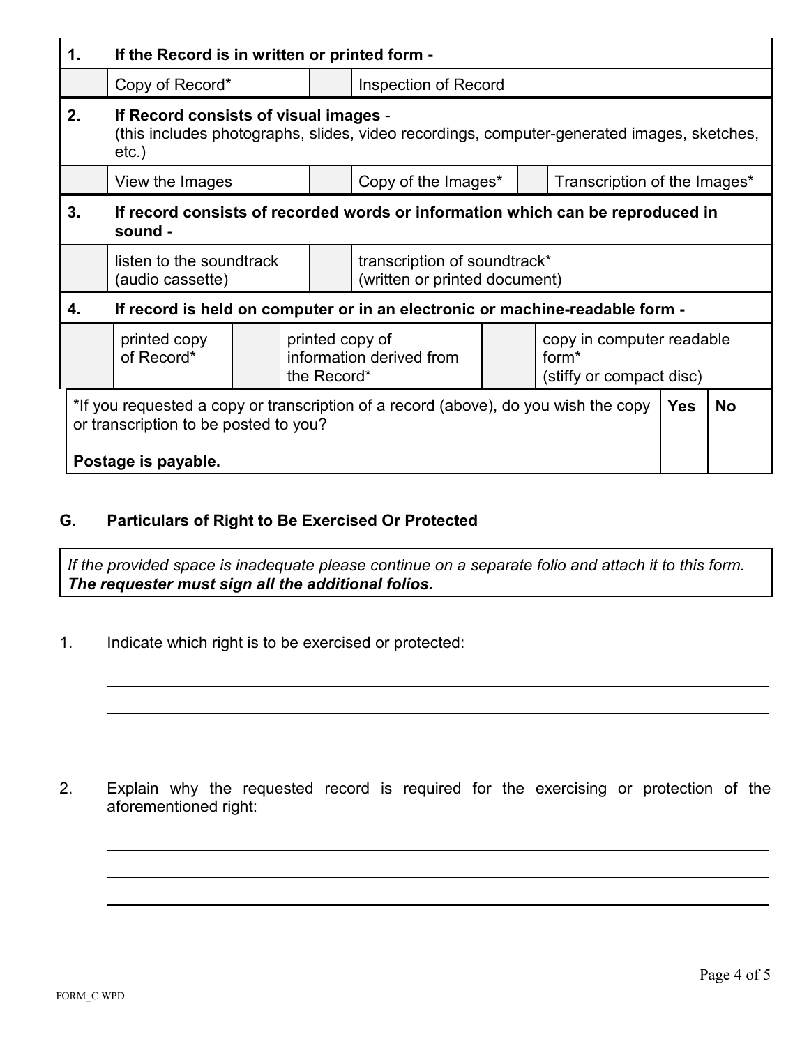| 1. | If the Record is in written or printed form - | | | | |
|---|---|---|---|---|---|
| | Copy of Record* | | Inspection of Record | | |
| **2.** | **If Record consists of visual images** - (this includes photographs, slides, video recordings, computer-generated images, sketches, etc.) | | | | |
| | View the Images | | Copy of the Images* | | Transcription of the Images* |
| **3.** | **If record consists of recorded words or information which can be reproduced in sound -** | | | | |
| | listen to the soundtrack (audio cassette) | | transcription of soundtrack* (written or printed document) | | |
| **4.** | **If record is held on computer or in an electronic or machine-readable form -** | | | | |
| | printed copy of Record* | | printed copy of information derived from the Record* | | copy in computer readable form* (stiffy or compact disc) |

| *If you requested a copy or transcription of a record (above), do you wish the copy or transcription to be posted to you? **Postage is payable.** | **Yes** | **No** |
|---|---|---|

## G. Particulars of Right to Be Exercised Or Protected

*If the provided space is inadequate please continue on a separate folio and attach it to this form.* ***The requester must sign all the additional folios.***

1. Indicate which right is to be exercised or protected:

_______________________________________________

_______________________________________________

_______________________________________________

2. Explain why the requested record is required for the exercising or protection of the aforementioned right:

_______________________________________________

_______________________________________________

_______________________________________________

FORM_C.WPD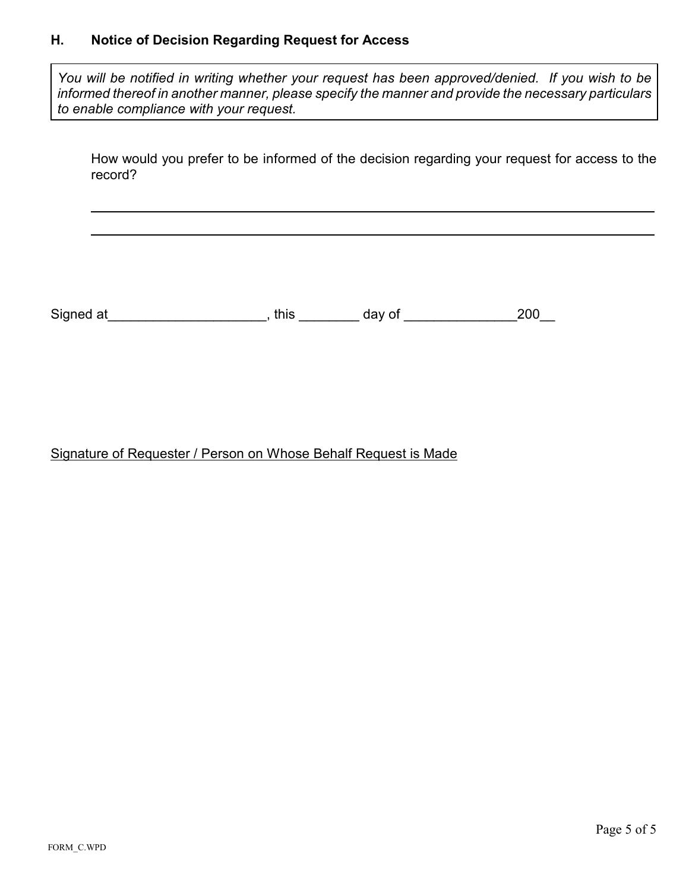## H. Notice of Decision Regarding Request for Access

*You will be notified in writing whether your request has been approved/denied. If you wish to be informed thereof in another manner, please specify the manner and provide the necessary particulars to enable compliance with your request.*

How would you prefer to be informed of the decision regarding your request for access to the record?

_______________________________________________________________________________

_______________________________________________________________________________

Signed at_____________________, this ________ day of _______________200__

Signature of Requester / Person on Whose Behalf Request is Made

FORM_C.WPD